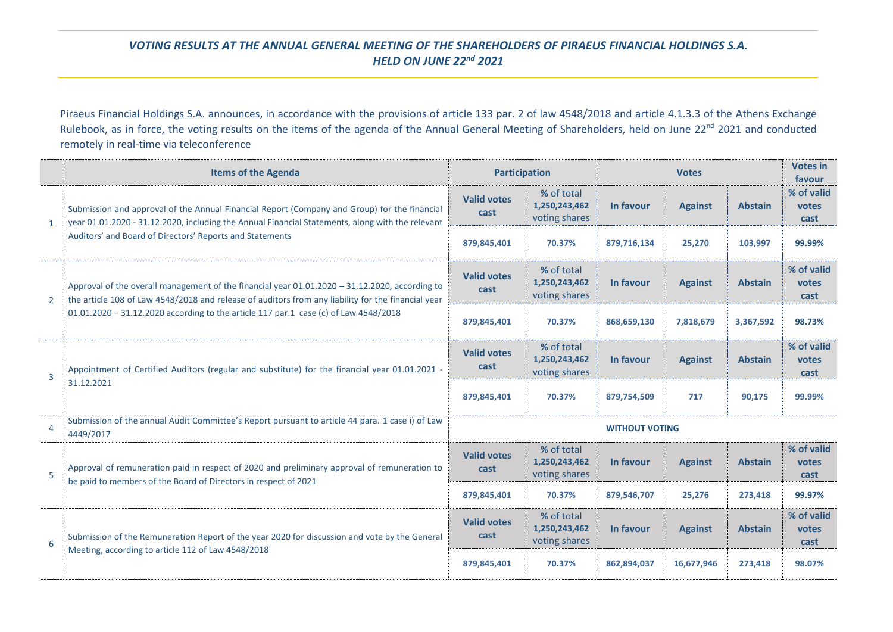## *VOTING RESULTS AT THE ANNUAL GENERAL MEETING OF THE SHAREHOLDERS OF PIRAEUS FINANCIAL HOLDINGS S.A. HELD ON JUNE 22nd 2021*

Piraeus Financial Holdings S.A. announces, in accordance with the provisions of article 133 par. 2 of law 4548/2018 and article 4.1.3.3 of the Athens Exchange Rulebook, as in force, the voting results on the items of the agenda of the Annual General Meeting of Shareholders, held on June 22nd 2021 and conducted remotely in real-time via teleconference

| | Items of the Agenda | Participation | | Votes | | | Votes in favour |
|---|---|---|---|---|---|---|---|
| | | Valid votes cast | % of total 1,250,243,462 voting shares | In favour | Against | Abstain | % of valid votes cast |
| 1 | Submission and approval of the Annual Financial Report (Company and Group) for the financial year 01.01.2020 - 31.12.2020, including the Annual Financial Statements, along with the relevant Auditors' and Board of Directors' Reports and Statements | 879,845,401 | 70.37% | 879,716,134 | 25,270 | 103,997 | 99.99% |
| 2 | Approval of the overall management of the financial year 01.01.2020 – 31.12.2020, according to the article 108 of Law 4548/2018 and release of auditors from any liability for the financial year 01.01.2020 – 31.12.2020 according to the article 117 par.1 case (c) of Law 4548/2018 | 879,845,401 | 70.37% | 868,659,130 | 7,818,679 | 3,367,592 | 98.73% |
| 3 | Appointment of Certified Auditors (regular and substitute) for the financial year 01.01.2021 - 31.12.2021 | 879,845,401 | 70.37% | 879,754,509 | 717 | 90,175 | 99.99% |
| 4 | Submission of the annual Audit Committee's Report pursuant to article 44 para. 1 case i) of Law 4449/2017 | WITHOUT VOTING | | | | | |
| 5 | Approval of remuneration paid in respect of 2020 and preliminary approval of remuneration to be paid to members of the Board of Directors in respect of 2021 | 879,845,401 | 70.37% | 879,546,707 | 25,276 | 273,418 | 99.97% |
| 6 | Submission of the Remuneration Report of the year 2020 for discussion and vote by the General Meeting, according to article 112 of Law 4548/2018 | 879,845,401 | 70.37% | 862,894,037 | 16,677,946 | 273,418 | 98.07% |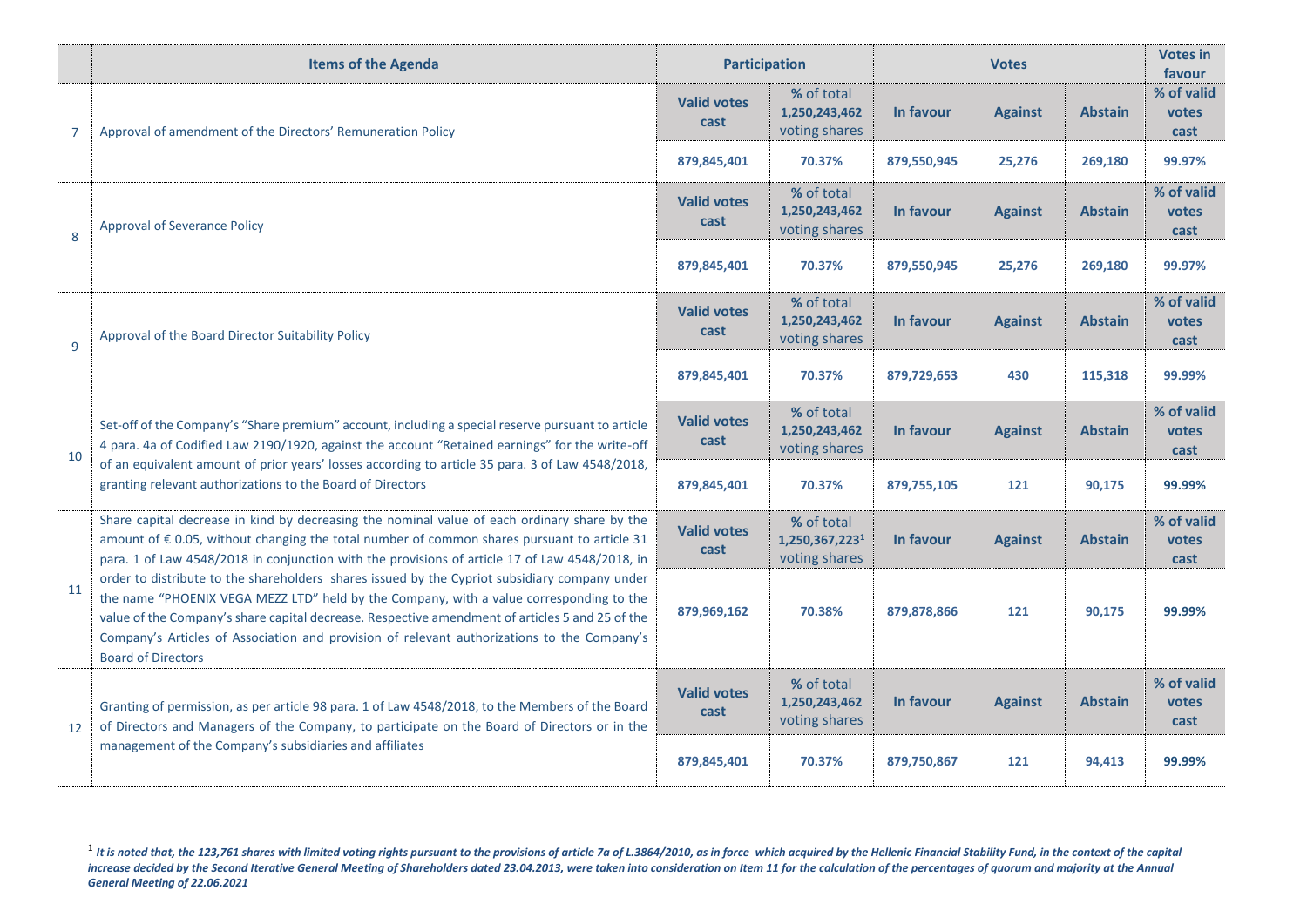| | Items of the Agenda | Participation | | Votes | | | Votes in favour |
|---|---|---|---|---|---|---|---|
| 7 | Approval of amendment of the Directors' Remuneration Policy | **Valid votes cast** | **% of total 1,250,243,462 voting shares** | **In favour** | **Against** | **Abstain** | **% of valid votes cast** |
| | | 879,845,401 | 70.37% | 879,550,945 | 25,276 | 269,180 | 99.97% |
| 8 | Approval of Severance Policy | **Valid votes cast** | **% of total 1,250,243,462 voting shares** | **In favour** | **Against** | **Abstain** | **% of valid votes cast** |
| | | 879,845,401 | 70.37% | 879,550,945 | 25,276 | 269,180 | 99.97% |
| 9 | Approval of the Board Director Suitability Policy | **Valid votes cast** | **% of total 1,250,243,462 voting shares** | **In favour** | **Against** | **Abstain** | **% of valid votes cast** |
| | | 879,845,401 | 70.37% | 879,729,653 | 430 | 115,318 | 99.99% |
| 10 | Set-off of the Company's "Share premium" account, including a special reserve pursuant to article 4 para. 4a of Codified Law 2190/1920, against the account "Retained earnings" for the write-off of an equivalent amount of prior years' losses according to article 35 para. 3 of Law 4548/2018, granting relevant authorizations to the Board of Directors | **Valid votes cast** | **% of total 1,250,243,462 voting shares** | **In favour** | **Against** | **Abstain** | **% of valid votes cast** |
| | | 879,845,401 | 70.37% | 879,755,105 | 121 | 90,175 | 99.99% |
| 11 | Share capital decrease in kind by decreasing the nominal value of each ordinary share by the amount of € 0.05, without changing the total number of common shares pursuant to article 31 para. 1 of Law 4548/2018 in conjunction with the provisions of article 17 of Law 4548/2018, in order to distribute to the shareholders shares issued by the Cypriot subsidiary company under the name "PHOENIX VEGA MEZZ LTD" held by the Company, with a value corresponding to the value of the Company's share capital decrease. Respective amendment of articles 5 and 25 of the Company's Articles of Association and provision of relevant authorizations to the Company's Board of Directors | **Valid votes cast** | **% of total 1,250,367,223[1] voting shares** | **In favour** | **Against** | **Abstain** | **% of valid votes cast** |
| | | 879,969,162 | 70.38% | 879,878,866 | 121 | 90,175 | 99.99% |
| 12 | Granting of permission, as per article 98 para. 1 of Law 4548/2018, to the Members of the Board of Directors and Managers of the Company, to participate on the Board of Directors or in the management of the Company's subsidiaries and affiliates | **Valid votes cast** | **% of total 1,250,243,462 voting shares** | **In favour** | **Against** | **Abstain** | **% of valid votes cast** |
| | | 879,845,401 | 70.37% | 879,750,867 | 121 | 94,413 | 99.99% |

[1] ***It is noted that, the 123,761 shares with limited voting rights pursuant to the provisions of article 7a of L.3864/2010, as in force which acquired by the Hellenic Financial Stability Fund, in the context of the capital increase decided by the Second Iterative General Meeting of Shareholders dated 23.04.2013, were taken into consideration on Item 11 for the calculation of the percentages of quorum and majority at the Annual General Meeting of 22.06.2021***